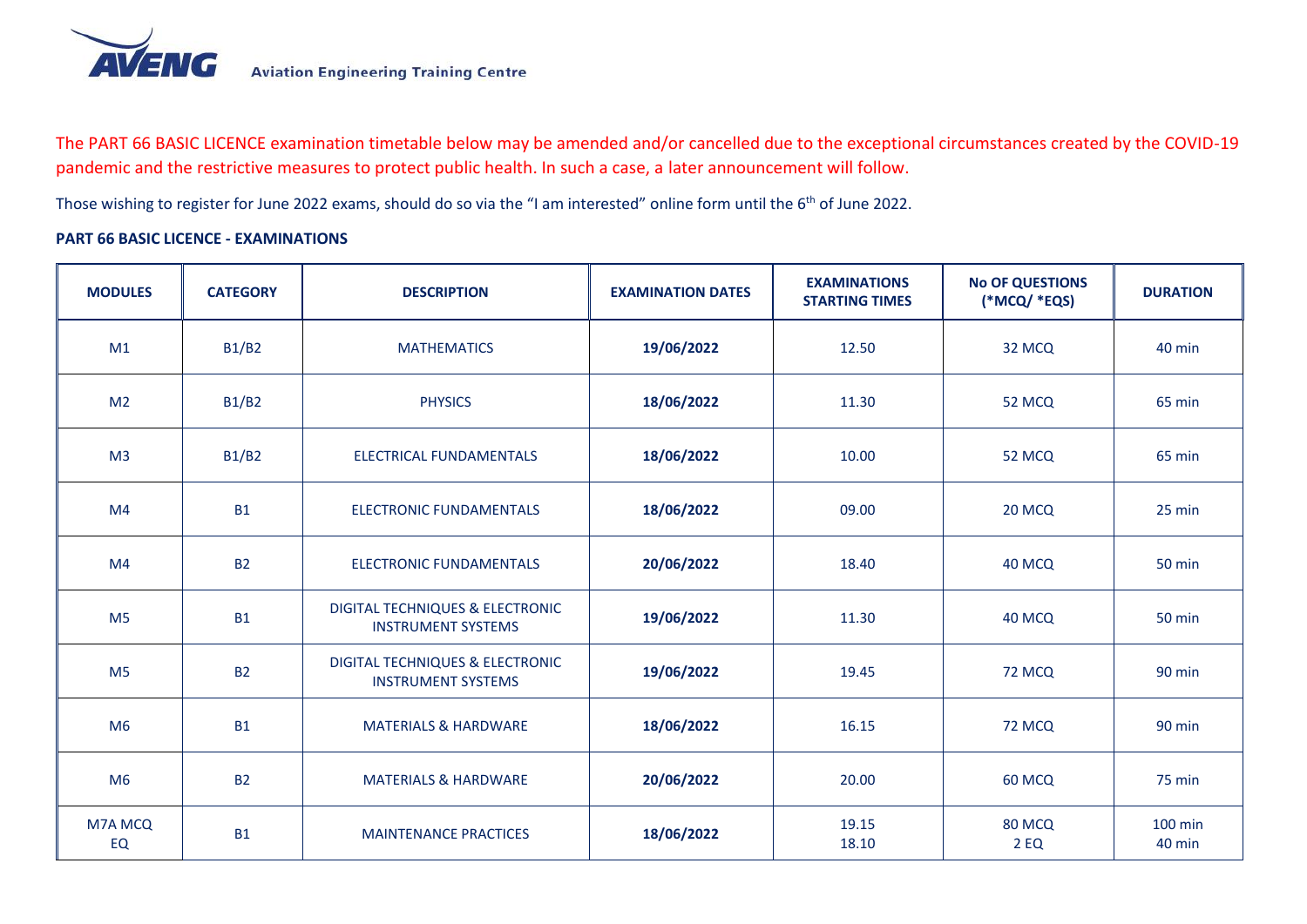**AVENG** Aviation Engineering Training Centre

The PART 66 BASIC LICENCE examination timetable below may be amended and/or cancelled due to the exceptional circumstances created by the COVID-19 pandemic and the restrictive measures to protect public health. In such a case, a later announcement will follow.

Those wishing to register for June 2022 exams, should do so via the "I am interested" online form until the 6th of June 2022.

**PART 66 BASIC LICENCE - EXAMINATIONS**

| MODULES | CATEGORY | DESCRIPTION | EXAMINATION DATES | EXAMINATIONS STARTING TIMES | No OF QUESTIONS (*MCQ/ *EQS) | DURATION |
|---|---|---|---|---|---|---|
| M1 | B1/B2 | MATHEMATICS | **19/06/2022** | 12.50 | 32 MCQ | 40 min |
| M2 | B1/B2 | PHYSICS | **18/06/2022** | 11.30 | 52 MCQ | 65 min |
| M3 | B1/B2 | ELECTRICAL FUNDAMENTALS | **18/06/2022** | 10.00 | 52 MCQ | 65 min |
| M4 | B1 | ELECTRONIC FUNDAMENTALS | **18/06/2022** | 09.00 | 20 MCQ | 25 min |
| M4 | B2 | ELECTRONIC FUNDAMENTALS | **20/06/2022** | 18.40 | 40 MCQ | 50 min |
| M5 | B1 | DIGITAL TECHNIQUES & ELECTRONIC INSTRUMENT SYSTEMS | **19/06/2022** | 11.30 | 40 MCQ | 50 min |
| M5 | B2 | DIGITAL TECHNIQUES & ELECTRONIC INSTRUMENT SYSTEMS | **19/06/2022** | 19.45 | 72 MCQ | 90 min |
| M6 | B1 | MATERIALS & HARDWARE | **18/06/2022** | 16.15 | 72 MCQ | 90 min |
| M6 | B2 | MATERIALS & HARDWARE | **20/06/2022** | 20.00 | 60 MCQ | 75 min |
| M7A MCQ<br>EQ | B1 | MAINTENANCE PRACTICES | **18/06/2022** | 19.15<br>18.10 | 80 MCQ<br>2 EQ | 100 min<br>40 min |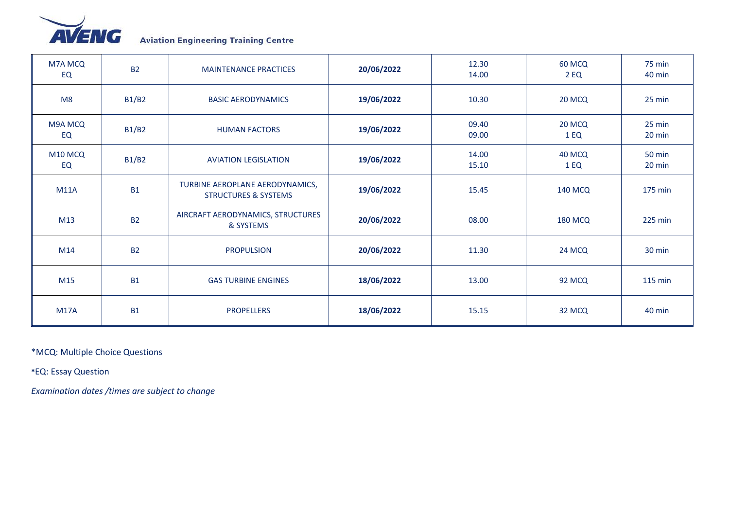**AVENG** Aviation Engineering Training Centre

| | | | | | | |
|---|---|---|---|---|---|---|
| M7A MCQ<br>EQ | B2 | MAINTENANCE PRACTICES | **20/06/2022** | 12.30<br>14.00 | 60 MCQ<br>2 EQ | 75 min<br>40 min |
| M8 | B1/B2 | BASIC AERODYNAMICS | **19/06/2022** | 10.30 | 20 MCQ | 25 min |
| M9A MCQ<br>EQ | B1/B2 | HUMAN FACTORS | **19/06/2022** | 09.40<br>09.00 | 20 MCQ<br>1 EQ | 25 min<br>20 min |
| M10 MCQ<br>EQ | B1/B2 | AVIATION LEGISLATION | **19/06/2022** | 14.00<br>15.10 | 40 MCQ<br>1 EQ | 50 min<br>20 min |
| M11A | B1 | TURBINE AEROPLANE AERODYNAMICS, STRUCTURES & SYSTEMS | **19/06/2022** | 15.45 | 140 MCQ | 175 min |
| M13 | B2 | AIRCRAFT AERODYNAMICS, STRUCTURES & SYSTEMS | **20/06/2022** | 08.00 | 180 MCQ | 225 min |
| M14 | B2 | PROPULSION | **20/06/2022** | 11.30 | 24 MCQ | 30 min |
| M15 | B1 | GAS TURBINE ENGINES | **18/06/2022** | 13.00 | 92 MCQ | 115 min |
| M17A | B1 | PROPELLERS | **18/06/2022** | 15.15 | 32 MCQ | 40 min |

*MCQ: Multiple Choice Questions

*EQ: Essay Question

*Examination dates /times are subject to change*